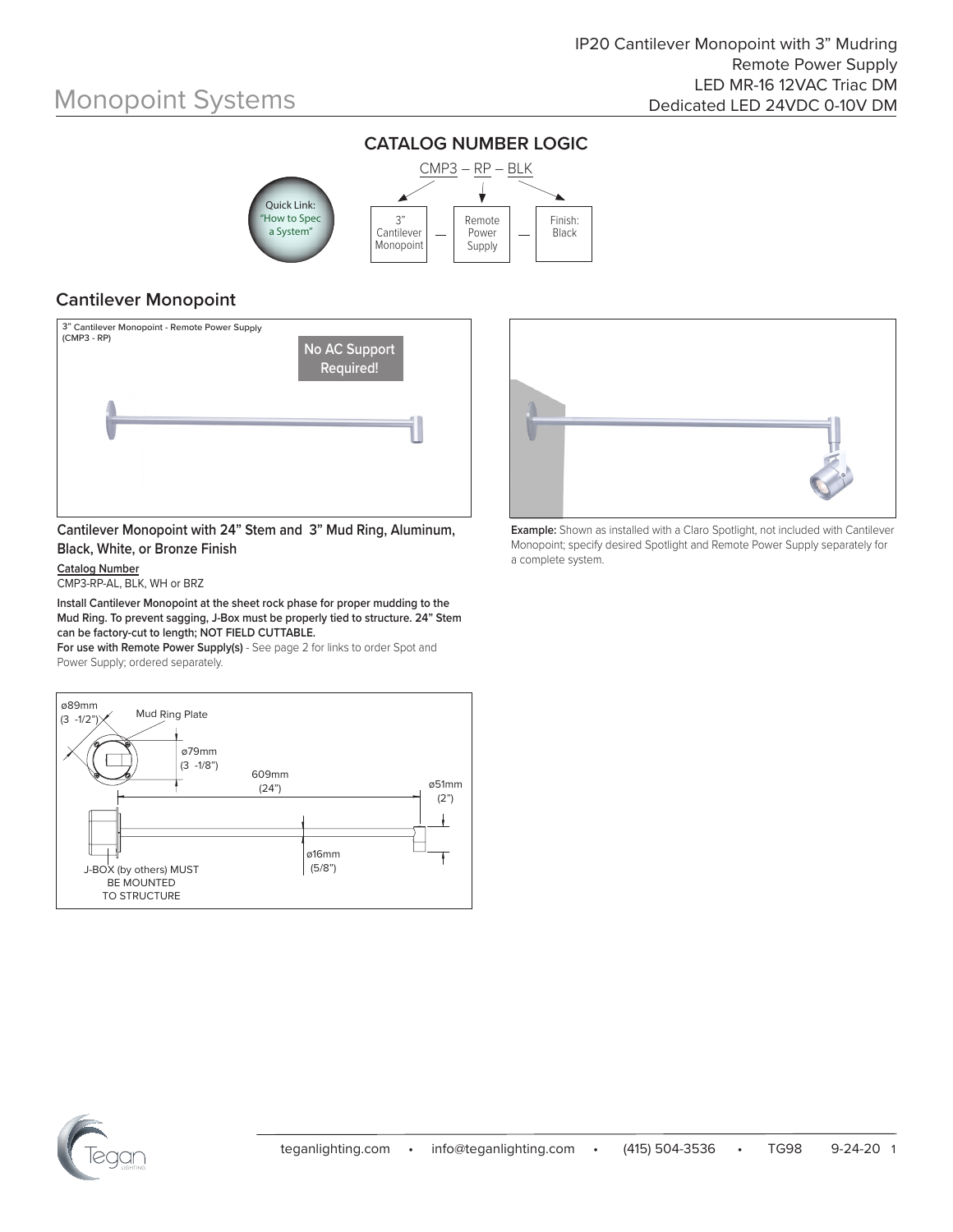# Monopoint Systems

IP20 Cantilever Monopoint with 3" Mudring
Remote Power Supply
LED MR-16 12VAC Triac DM
Dedicated LED 24VDC 0-10V DM

## CATALOG NUMBER LOGIC

Quick Link: "How to Spec a System"

CMP3 – RP – BLK

| 3" Cantilever Monopoint | — | Remote Power Supply | — | Finish: Black |
|---|---|---|---|---|

## Cantilever Monopoint

3" Cantilever Monopoint - Remote Power Supply
(CMP3 - RP)

No AC Support Required!

**Cantilever Monopoint with 24" Stem and 3" Mud Ring, Aluminum, Black, White, or Bronze Finish**

**Catalog Number**
CMP3-RP-AL, BLK, WH or BRZ

**Install Cantilever Monopoint at the sheet rock phase for proper mudding to the Mud Ring. To prevent sagging, J-Box must be properly tied to structure. 24" Stem can be factory-cut to length; NOT FIELD CUTTABLE.**
**For use with Remote Power Supply(s)** - See page 2 for links to order Spot and Power Supply; ordered separately.

ø89mm (3 -1/2")
Mud Ring Plate
ø79mm (3 -1/8")
609mm (24")
ø51mm (2")
ø16mm (5/8")
J-BOX (by others) MUST BE MOUNTED TO STRUCTURE

**Example:** Shown as installed with a Claro Spotlight, not included with Cantilever Monopoint; specify desired Spotlight and Remote Power Supply separately for a complete system.

teganlighting.com • info@teganlighting.com • (415) 504-3536 • TG98 9-24-20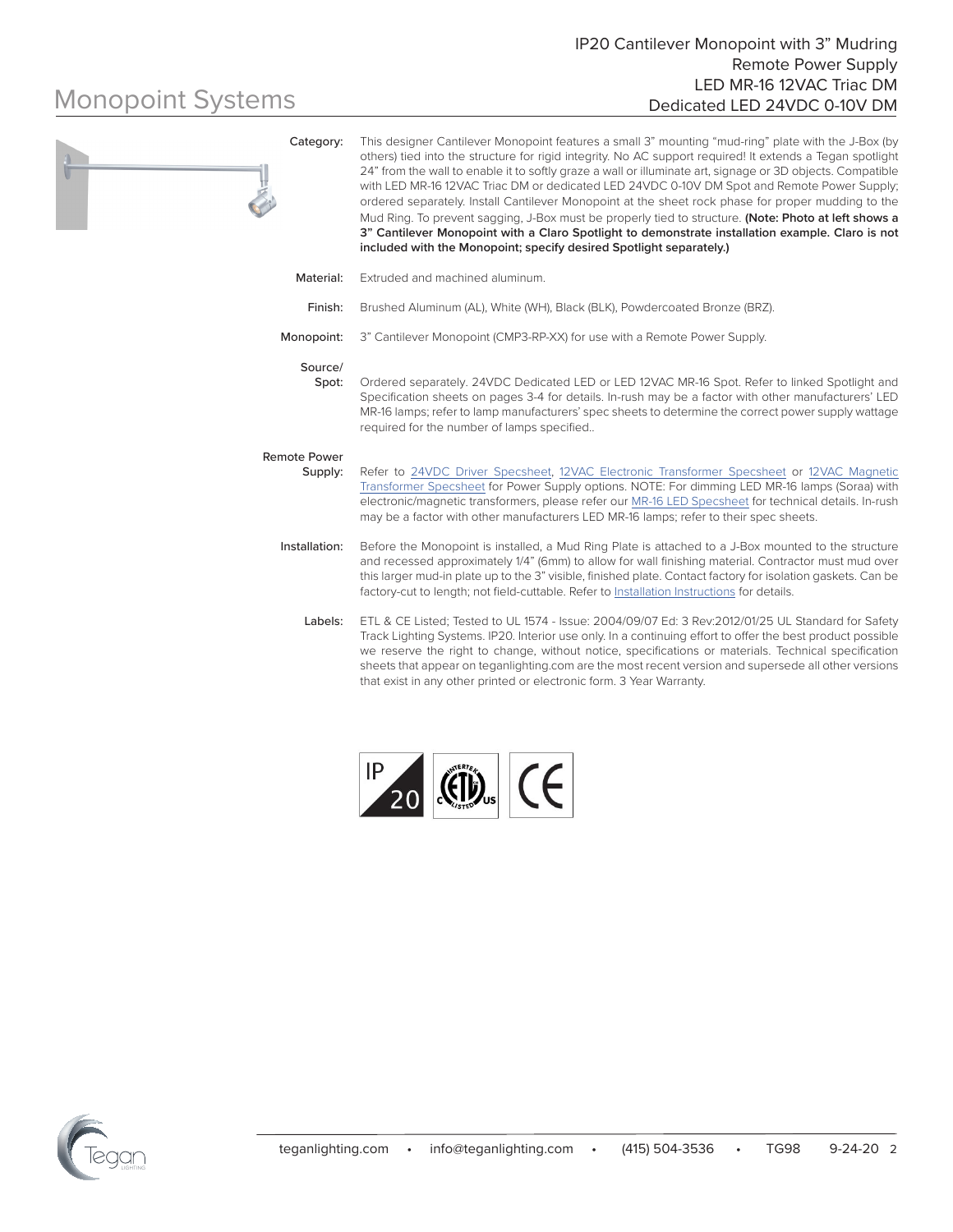# Monopoint Systems

## IP20 Cantilever Monopoint with 3” Mudring
## Remote Power Supply
## LED MR-16 12VAC Triac DM
## Dedicated LED 24VDC 0-10V DM

**Category:** This designer Cantilever Monopoint features a small 3” mounting “mud-ring” plate with the J-Box (by others) tied into the structure for rigid integrity. No AC support required! It extends a Tegan spotlight 24” from the wall to enable it to softly graze a wall or illuminate art, signage or 3D objects. Compatible with LED MR-16 12VAC Triac DM or dedicated LED 24VDC 0-10V DM Spot and Remote Power Supply; ordered separately. Install Cantilever Monopoint at the sheet rock phase for proper mudding to the Mud Ring. To prevent sagging, J-Box must be properly tied to structure. **(Note: Photo at left shows a 3” Cantilever Monopoint with a Claro Spotlight to demonstrate installation example. Claro is not included with the Monopoint; specify desired Spotlight separately.)**

**Material:** Extruded and machined aluminum.

**Finish:** Brushed Aluminum (AL), White (WH), Black (BLK), Powdercoated Bronze (BRZ).

**Monopoint:** 3” Cantilever Monopoint (CMP3-RP-XX) for use with a Remote Power Supply.

**Source/ Spot:** Ordered separately. 24VDC Dedicated LED or LED 12VAC MR-16 Spot. Refer to linked Spotlight and Specification sheets on pages 3-4 for details. In-rush may be a factor with other manufacturers’ LED MR-16 lamps; refer to lamp manufacturers’ spec sheets to determine the correct power supply wattage required for the number of lamps specified..

**Remote Power Supply:** Refer to 24VDC Driver Specsheet, 12VAC Electronic Transformer Specsheet or 12VAC Magnetic Transformer Specsheet for Power Supply options. NOTE: For dimming LED MR-16 lamps (Soraa) with electronic/magnetic transformers, please refer our MR-16 LED Specsheet for technical details. In-rush may be a factor with other manufacturers LED MR-16 lamps; refer to their spec sheets.

**Installation:** Before the Monopoint is installed, a Mud Ring Plate is attached to a J-Box mounted to the structure and recessed approximately 1/4” (6mm) to allow for wall finishing material. Contractor must mud over this larger mud-in plate up to the 3” visible, finished plate. Contact factory for isolation gaskets. Can be factory-cut to length; not field-cuttable. Refer to Installation Instructions for details.

**Labels:** ETL & CE Listed; Tested to UL 1574 - Issue: 2004/09/07 Ed: 3 Rev:2012/01/25 UL Standard for Safety Track Lighting Systems. IP20. Interior use only. In a continuing effort to offer the best product possible we reserve the right to change, without notice, specifications or materials. Technical specification sheets that appear on teganlighting.com are the most recent version and supersede all other versions that exist in any other printed or electronic form. 3 Year Warranty.

teganlighting.com • info@teganlighting.com • (415) 504-3536 • TG98 9-24-20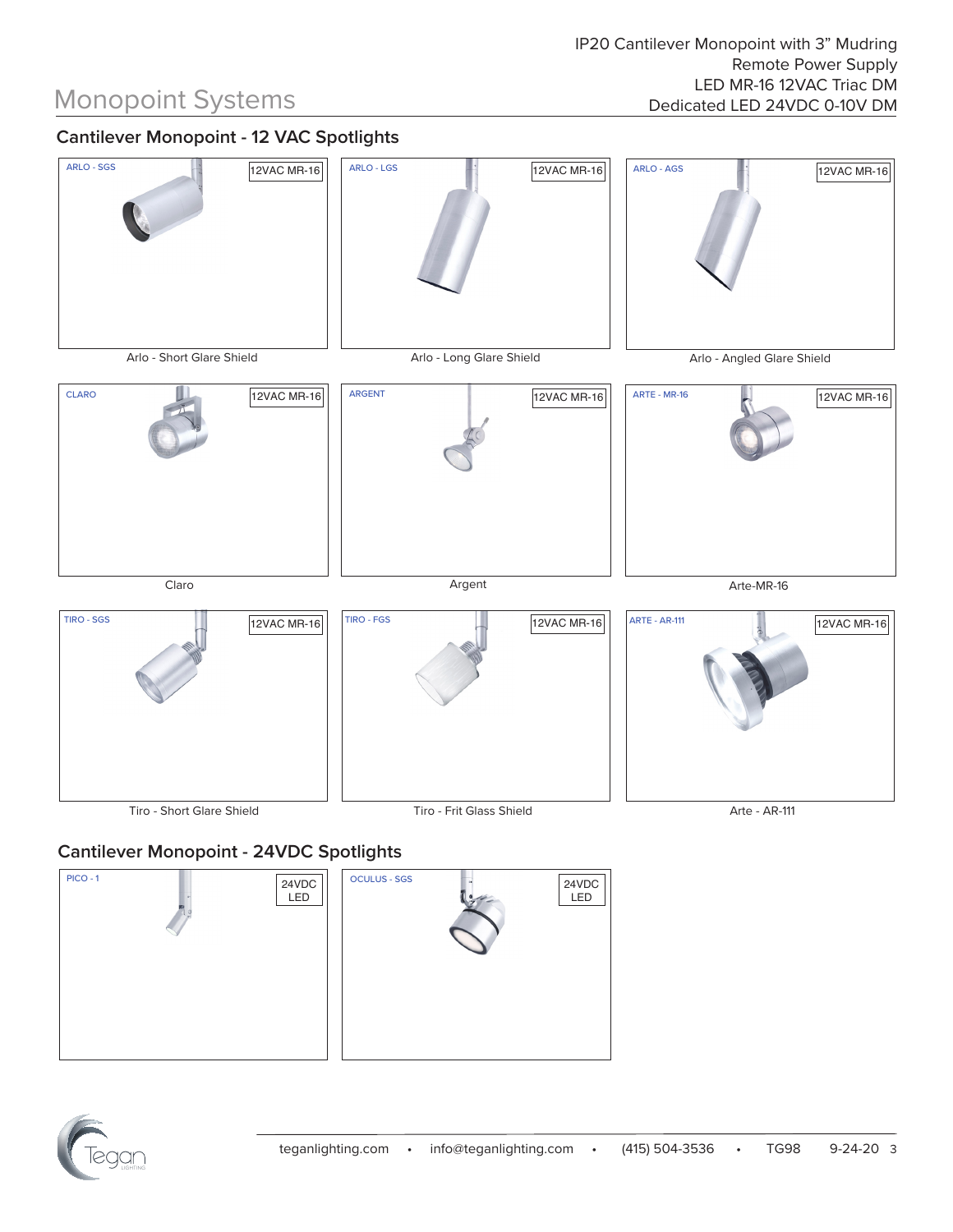# Monopoint Systems

IP20 Cantilever Monopoint with 3" Mudring
Remote Power Supply
LED MR-16 12VAC Triac DM
Dedicated LED 24VDC 0-10V DM

## Cantilever Monopoint - 12 VAC Spotlights

ARLO - SGS — 12VAC MR-16

Arlo - Short Glare Shield

ARLO - LGS — 12VAC MR-16

Arlo - Long Glare Shield

ARLO - AGS — 12VAC MR-16

Arlo - Angled Glare Shield

CLARO — 12VAC MR-16

Claro

ARGENT — 12VAC MR-16

Argent

ARTE - MR-16 — 12VAC MR-16

Arte-MR-16

TIRO - SGS — 12VAC MR-16

Tiro - Short Glare Shield

TIRO - FGS — 12VAC MR-16

Tiro - Frit Glass Shield

ARTE - AR-111 — 12VAC MR-16

Arte - AR-111

## Cantilever Monopoint - 24VDC Spotlights

PICO - 1 — 24VDC LED

OCULUS - SGS — 24VDC LED

teganlighting.com • info@teganlighting.com • (415) 504-3536 • TG98 9-24-20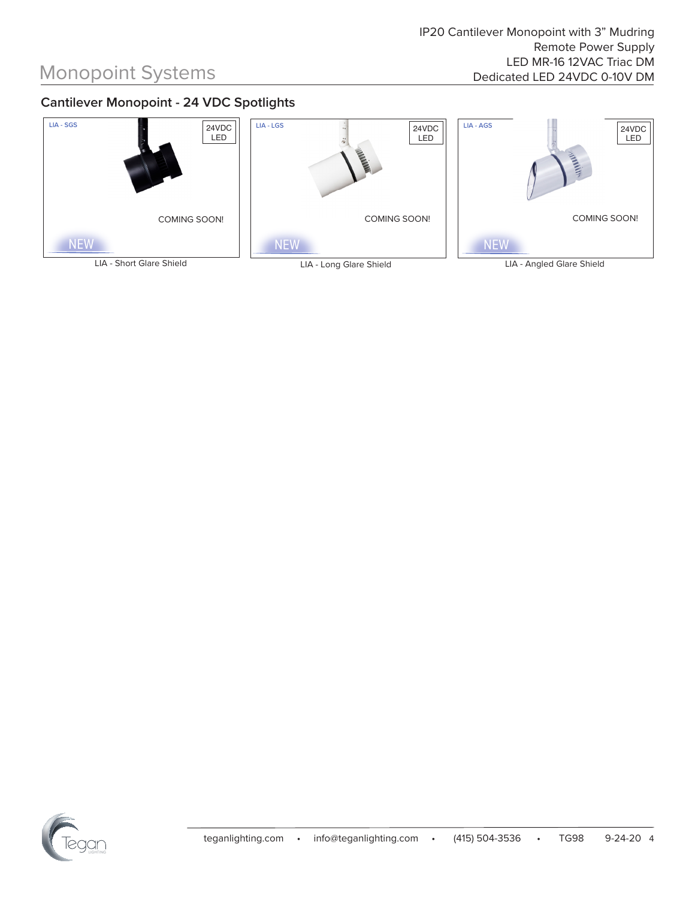# Monopoint Systems

IP20 Cantilever Monopoint with 3" Mudring
Remote Power Supply
LED MR-16 12VAC Triac DM
Dedicated LED 24VDC 0-10V DM

## Cantilever Monopoint - 24 VDC Spotlights

LIA - SGS

24VDC LED

COMING SOON!

NEW

LIA - Short Glare Shield

LIA - LGS

24VDC LED

COMING SOON!

NEW

LIA - Long Glare Shield

LIA - AGS

24VDC LED

COMING SOON!

NEW

LIA - Angled Glare Shield

teganlighting.com • info@teganlighting.com • (415) 504-3536 • TG98 9-24-20